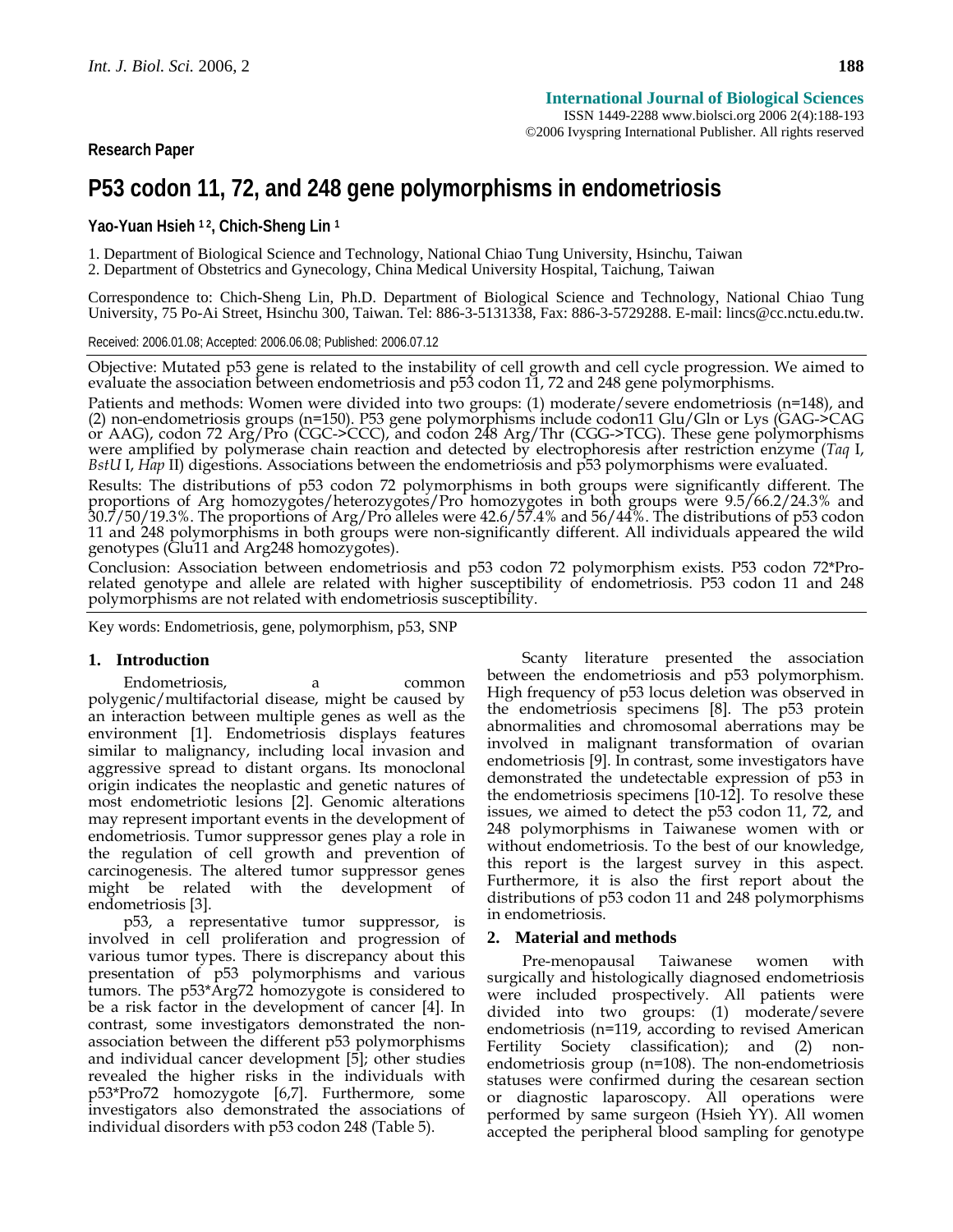Research Paper

# P53 codon 11, 72, and 248 gene polymorphisms in endometriosis

**Yao-Yuan Hsieh [1 2], Chich-Sheng Lin [1]**

1. Department of Biological Science and Technology, National Chiao Tung University, Hsinchu, Taiwan
2. Department of Obstetrics and Gynecology, China Medical University Hospital, Taichung, Taiwan

Correspondence to: Chich-Sheng Lin, Ph.D. Department of Biological Science and Technology, National Chiao Tung University, 75 Po-Ai Street, Hsinchu 300, Taiwan. Tel: 886-3-5131338, Fax: 886-3-5729288. E-mail: lincs@cc.nctu.edu.tw.

Received: 2006.01.08; Accepted: 2006.06.08; Published: 2006.07.12

Objective: Mutated p53 gene is related to the instability of cell growth and cell cycle progression. We aimed to evaluate the association between endometriosis and p53 codon 11, 72 and 248 gene polymorphisms.

Patients and methods: Women were divided into two groups: (1) moderate/severe endometriosis (n=148), and (2) non-endometriosis groups (n=150). P53 gene polymorphisms include codon11 Glu/Gln or Lys (GAG->CAG or AAG), codon 72 Arg/Pro (CGC->CCC), and codon 248 Arg/Thr (CGG->TCG). These gene polymorphisms were amplified by polymerase chain reaction and detected by electrophoresis after restriction enzyme (*Taq* I, *BstU* I, *Hap* II) digestions. Associations between the endometriosis and p53 polymorphisms were evaluated.

Results: The distributions of p53 codon 72 polymorphisms in both groups were significantly different. The proportions of Arg homozygotes/heterozygotes/Pro homozygotes in both groups were 9.5/66.2/24.3% and 30.7/50/19.3%. The proportions of Arg/Pro alleles were 42.6/57.4% and 56/44%. The distributions of p53 codon 11 and 248 polymorphisms in both groups were non-significantly different. All individuals appeared the wild genotypes (Glu11 and Arg248 homozygotes).

Conclusion: Association between endometriosis and p53 codon 72 polymorphism exists. P53 codon 72*Pro-related genotype and allele are related with higher susceptibility of endometriosis. P53 codon 11 and 248 polymorphisms are not related with endometriosis susceptibility.

Key words: Endometriosis, gene, polymorphism, p53, SNP

## 1. Introduction

Endometriosis, a common polygenic/multifactorial disease, might be caused by an interaction between multiple genes as well as the environment [1]. Endometriosis displays features similar to malignancy, including local invasion and aggressive spread to distant organs. Its monoclonal origin indicates the neoplastic and genetic natures of most endometriotic lesions [2]. Genomic alterations may represent important events in the development of endometriosis. Tumor suppressor genes play a role in the regulation of cell growth and prevention of carcinogenesis. The altered tumor suppressor genes might be related with the development of endometriosis [3].

p53, a representative tumor suppressor, is involved in cell proliferation and progression of various tumor types. There is discrepancy about this presentation of p53 polymorphisms and various tumors. The p53*Arg72 homozygote is considered to be a risk factor in the development of cancer [4]. In contrast, some investigators demonstrated the non-association between the different p53 polymorphisms and individual cancer development [5]; other studies revealed the higher risks in the individuals with p53*Pro72 homozygote [6,7]. Furthermore, some investigators also demonstrated the associations of individual disorders with p53 codon 248 (Table 5).

Scanty literature presented the association between the endometriosis and p53 polymorphism. High frequency of p53 locus deletion was observed in the endometriosis specimens [8]. The p53 protein abnormalities and chromosomal aberrations may be involved in malignant transformation of ovarian endometriosis [9]. In contrast, some investigators have demonstrated the undetectable expression of p53 in the endometriosis specimens [10-12]. To resolve these issues, we aimed to detect the p53 codon 11, 72, and 248 polymorphisms in Taiwanese women with or without endometriosis. To the best of our knowledge, this report is the largest survey in this aspect. Furthermore, it is also the first report about the distributions of p53 codon 11 and 248 polymorphisms in endometriosis.

## 2. Material and methods

Pre-menopausal Taiwanese women with surgically and histologically diagnosed endometriosis were included prospectively. All patients were divided into two groups: (1) moderate/severe endometriosis (n=119, according to revised American Fertility Society classification); and (2) non-endometriosis group (n=108). The non-endometriosis statuses were confirmed during the cesarean section or diagnostic laparoscopy. All operations were performed by same surgeon (Hsieh YY). All women accepted the peripheral blood sampling for genotype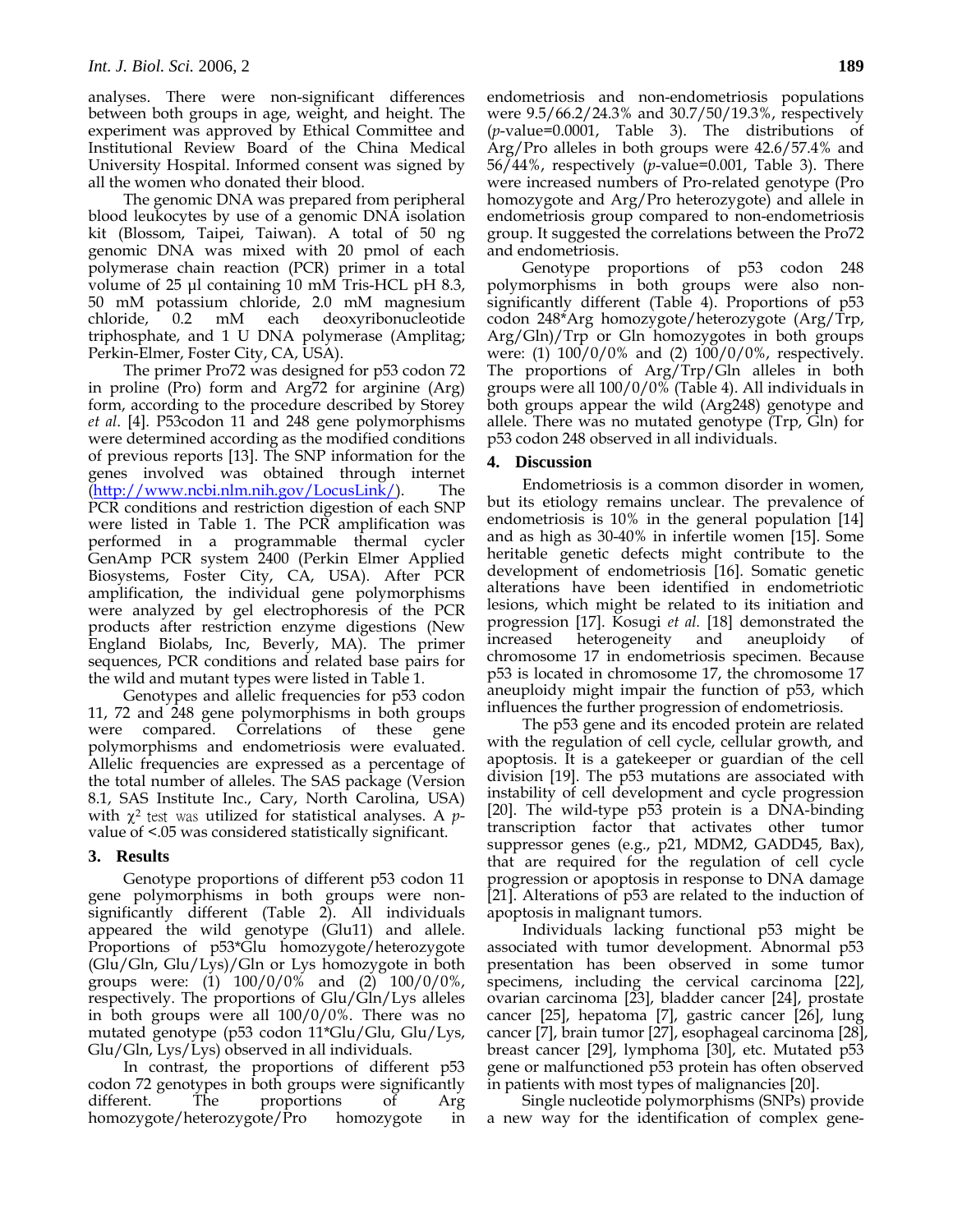analyses. There were non-significant differences between both groups in age, weight, and height. The experiment was approved by Ethical Committee and Institutional Review Board of the China Medical University Hospital. Informed consent was signed by all the women who donated their blood.

The genomic DNA was prepared from peripheral blood leukocytes by use of a genomic DNA isolation kit (Blossom, Taipei, Taiwan). A total of 50 ng genomic DNA was mixed with 20 pmol of each polymerase chain reaction (PCR) primer in a total volume of 25 µl containing 10 mM Tris-HCL pH 8.3, 50 mM potassium chloride, 2.0 mM magnesium chloride, 0.2 mM each deoxyribonucleotide triphosphate, and 1 U DNA polymerase (Amplitag; Perkin-Elmer, Foster City, CA, USA).

The primer Pro72 was designed for p53 codon 72 in proline (Pro) form and Arg72 for arginine (Arg) form, according to the procedure described by Storey *et al*. [4]. P53codon 11 and 248 gene polymorphisms were determined according as the modified conditions of previous reports [13]. The SNP information for the genes involved was obtained through internet (http://www.ncbi.nlm.nih.gov/LocusLink/). The PCR conditions and restriction digestion of each SNP were listed in Table 1. The PCR amplification was performed in a programmable thermal cycler GenAmp PCR system 2400 (Perkin Elmer Applied Biosystems, Foster City, CA, USA). After PCR amplification, the individual gene polymorphisms were analyzed by gel electrophoresis of the PCR products after restriction enzyme digestions (New England Biolabs, Inc, Beverly, MA). The primer sequences, PCR conditions and related base pairs for the wild and mutant types were listed in Table 1.

Genotypes and allelic frequencies for p53 codon 11, 72 and 248 gene polymorphisms in both groups were compared. Correlations of these gene polymorphisms and endometriosis were evaluated. Allelic frequencies are expressed as a percentage of the total number of alleles. The SAS package (Version 8.1, SAS Institute Inc., Cary, North Carolina, USA) with $\chi^2$ test was utilized for statistical analyses. A *p*-value of <.05 was considered statistically significant.

## 3. Results

Genotype proportions of different p53 codon 11 gene polymorphisms in both groups were non-significantly different (Table 2). All individuals appeared the wild genotype (Glu11) and allele. Proportions of p53*Glu homozygote/heterozygote (Glu/Gln, Glu/Lys)/Gln or Lys homozygote in both groups were: (1) 100/0/0% and (2) 100/0/0%, respectively. The proportions of Glu/Gln/Lys alleles in both groups were all 100/0/0%. There was no mutated genotype (p53 codon 11*Glu/Glu, Glu/Lys, Glu/Gln, Lys/Lys) observed in all individuals.

In contrast, the proportions of different p53 codon 72 genotypes in both groups were significantly different. The proportions of Arg homozygote/heterozygote/Pro homozygote in endometriosis and non-endometriosis populations were 9.5/66.2/24.3% and 30.7/50/19.3%, respectively (*p*-value=0.0001, Table 3). The distributions of Arg/Pro alleles in both groups were 42.6/57.4% and 56/44%, respectively (*p*-value=0.001, Table 3). There were increased numbers of Pro-related genotype (Pro homozygote and Arg/Pro heterozygote) and allele in endometriosis group compared to non-endometriosis group. It suggested the correlations between the Pro72 and endometriosis.

Genotype proportions of p53 codon 248 polymorphisms in both groups were also non-significantly different (Table 4). Proportions of p53 codon 248*Arg homozygote/heterozygote (Arg/Trp, Arg/Gln)/Trp or Gln homozygotes in both groups were: (1) 100/0/0% and (2) 100/0/0%, respectively. The proportions of Arg/Trp/Gln alleles in both groups were all 100/0/0% (Table 4). All individuals in both groups appear the wild (Arg248) genotype and allele. There was no mutated genotype (Trp, Gln) for p53 codon 248 observed in all individuals.

## 4. Discussion

Endometriosis is a common disorder in women, but its etiology remains unclear. The prevalence of endometriosis is 10% in the general population [14] and as high as 30-40% in infertile women [15]. Some heritable genetic defects might contribute to the development of endometriosis [16]. Somatic genetic alterations have been identified in endometriotic lesions, which might be related to its initiation and progression [17]. Kosugi *et al.* [18] demonstrated the increased heterogeneity and aneuploidy of chromosome 17 in endometriosis specimen. Because p53 is located in chromosome 17, the chromosome 17 aneuploidy might impair the function of p53, which influences the further progression of endometriosis.

The p53 gene and its encoded protein are related with the regulation of cell cycle, cellular growth, and apoptosis. It is a gatekeeper or guardian of the cell division [19]. The p53 mutations are associated with instability of cell development and cycle progression [20]. The wild-type p53 protein is a DNA-binding transcription factor that activates other tumor suppressor genes (e.g., p21, MDM2, GADD45, Bax), that are required for the regulation of cell cycle progression or apoptosis in response to DNA damage [21]. Alterations of p53 are related to the induction of apoptosis in malignant tumors.

Individuals lacking functional p53 might be associated with tumor development. Abnormal p53 presentation has been observed in some tumor specimens, including the cervical carcinoma [22], ovarian carcinoma [23], bladder cancer [24], prostate cancer [25], hepatoma [7], gastric cancer [26], lung cancer [7], brain tumor [27], esophageal carcinoma [28], breast cancer [29], lymphoma [30], etc. Mutated p53 gene or malfunctioned p53 protein has often observed in patients with most types of malignancies [20].

Single nucleotide polymorphisms (SNPs) provide a new way for the identification of complex gene-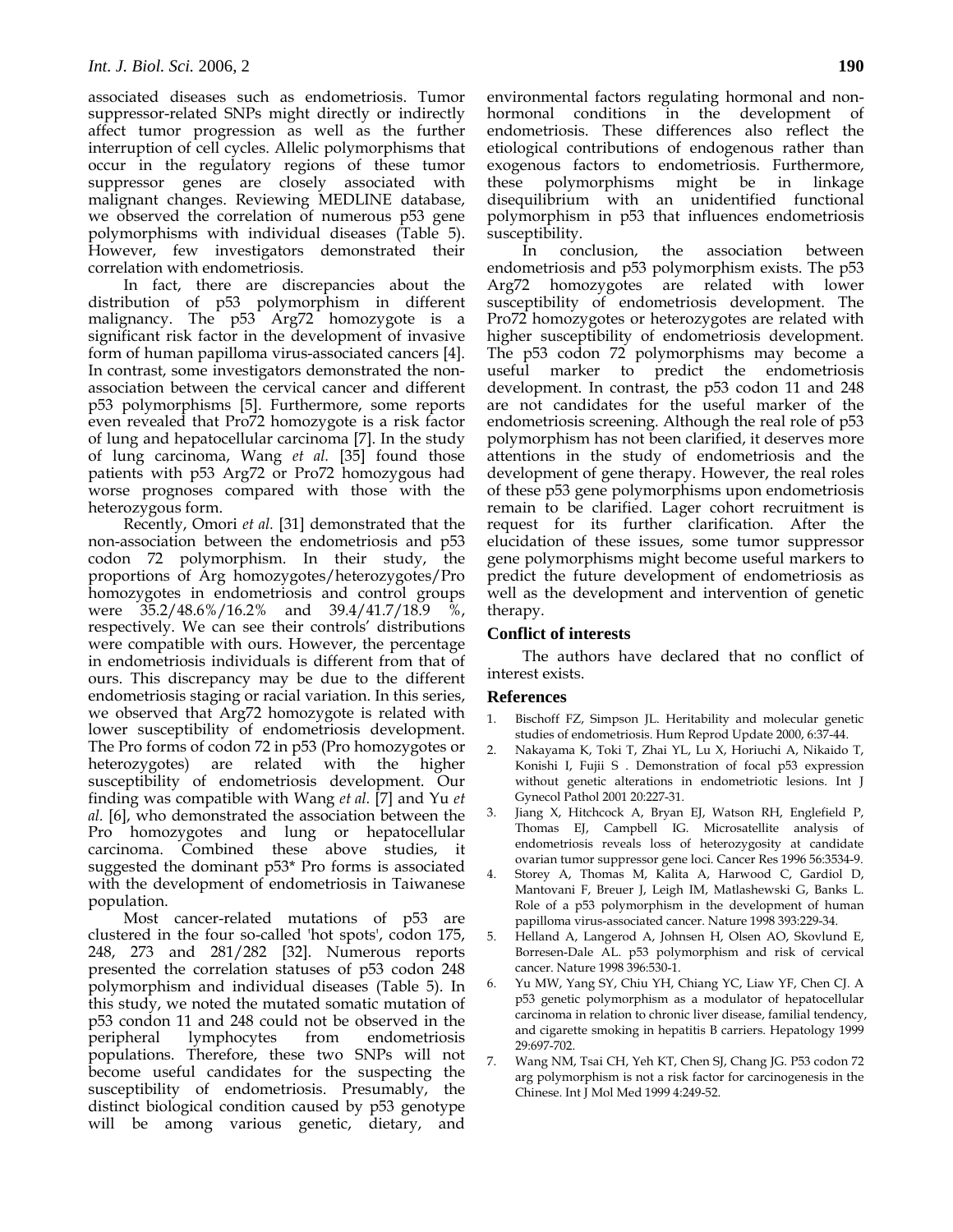associated diseases such as endometriosis. Tumor suppressor-related SNPs might directly or indirectly affect tumor progression as well as the further interruption of cell cycles. Allelic polymorphisms that occur in the regulatory regions of these tumor suppressor genes are closely associated with malignant changes. Reviewing MEDLINE database, we observed the correlation of numerous p53 gene polymorphisms with individual diseases (Table 5). However, few investigators demonstrated their correlation with endometriosis.

In fact, there are discrepancies about the distribution of p53 polymorphism in different malignancy. The p53 Arg72 homozygote is a significant risk factor in the development of invasive form of human papilloma virus-associated cancers [4]. In contrast, some investigators demonstrated the non-association between the cervical cancer and different p53 polymorphisms [5]. Furthermore, some reports even revealed that Pro72 homozygote is a risk factor of lung and hepatocellular carcinoma [7]. In the study of lung carcinoma, Wang *et al.* [35] found those patients with p53 Arg72 or Pro72 homozygous had worse prognoses compared with those with the heterozygous form.

Recently, Omori *et al.* [31] demonstrated that the non-association between the endometriosis and p53 codon 72 polymorphism. In their study, the proportions of Arg homozygotes/heterozygotes/Pro homozygotes in endometriosis and control groups were 35.2/48.6%/16.2% and 39.4/41.7/18.9 %, respectively. We can see their controls' distributions were compatible with ours. However, the percentage in endometriosis individuals is different from that of ours. This discrepancy may be due to the different endometriosis staging or racial variation. In this series, we observed that Arg72 homozygote is related with lower susceptibility of endometriosis development. The Pro forms of codon 72 in p53 (Pro homozygotes or heterozygotes) are related with the higher susceptibility of endometriosis development. Our finding was compatible with Wang *et al.* [7] and Yu *et al.* [6], who demonstrated the association between the Pro homozygotes and lung or hepatocellular carcinoma. Combined these above studies, it suggested the dominant p53* Pro forms is associated with the development of endometriosis in Taiwanese population.

Most cancer-related mutations of p53 are clustered in the four so-called 'hot spots', codon 175, 248, 273 and 281/282 [32]. Numerous reports presented the correlation statuses of p53 codon 248 polymorphism and individual diseases (Table 5). In this study, we noted the mutated somatic mutation of p53 condon 11 and 248 could not be observed in the peripheral lymphocytes from endometriosis populations. Therefore, these two SNPs will not become useful candidates for the suspecting the susceptibility of endometriosis. Presumably, the distinct biological condition caused by p53 genotype will be among various genetic, dietary, and environmental factors regulating hormonal and non-hormonal conditions in the development of endometriosis. These differences also reflect the etiological contributions of endogenous rather than exogenous factors to endometriosis. Furthermore, these polymorphisms might be in linkage disequilibrium with an unidentified functional polymorphism in p53 that influences endometriosis susceptibility.

In conclusion, the association between endometriosis and p53 polymorphism exists. The p53 Arg72 homozygotes are related with lower susceptibility of endometriosis development. The Pro72 homozygotes or heterozygotes are related with higher susceptibility of endometriosis development. The p53 codon 72 polymorphisms may become a useful marker to predict the endometriosis development. In contrast, the p53 codon 11 and 248 are not candidates for the useful marker of the endometriosis screening. Although the real role of p53 polymorphism has not been clarified, it deserves more attentions in the study of endometriosis and the development of gene therapy. However, the real roles of these p53 gene polymorphisms upon endometriosis remain to be clarified. Lager cohort recruitment is request for its further clarification. After the elucidation of these issues, some tumor suppressor gene polymorphisms might become useful markers to predict the future development of endometriosis as well as the development and intervention of genetic therapy.

## Conflict of interests

The authors have declared that no conflict of interest exists.

## References

1. Bischoff FZ, Simpson JL. Heritability and molecular genetic studies of endometriosis. Hum Reprod Update 2000, 6:37-44.
2. Nakayama K, Toki T, Zhai YL, Lu X, Horiuchi A, Nikaido T, Konishi I, Fujii S . Demonstration of focal p53 expression without genetic alterations in endometriotic lesions. Int J Gynecol Pathol 2001 20:227-31.
3. Jiang X, Hitchcock A, Bryan EJ, Watson RH, Englefield P, Thomas EJ, Campbell IG. Microsatellite analysis of endometriosis reveals loss of heterozygosity at candidate ovarian tumor suppressor gene loci. Cancer Res 1996 56:3534-9.
4. Storey A, Thomas M, Kalita A, Harwood C, Gardiol D, Mantovani F, Breuer J, Leigh IM, Matlashewski G, Banks L. Role of a p53 polymorphism in the development of human papilloma virus-associated cancer. Nature 1998 393:229-34.
5. Helland A, Langerod A, Johnsen H, Olsen AO, Skovlund E, Borresen-Dale AL. p53 polymorphism and risk of cervical cancer. Nature 1998 396:530-1.
6. Yu MW, Yang SY, Chiu YH, Chiang YC, Liaw YF, Chen CJ. A p53 genetic polymorphism as a modulator of hepatocellular carcinoma in relation to chronic liver disease, familial tendency, and cigarette smoking in hepatitis B carriers. Hepatology 1999 29:697-702.
7. Wang NM, Tsai CH, Yeh KT, Chen SJ, Chang JG. P53 codon 72 arg polymorphism is not a risk factor for carcinogenesis in the Chinese. Int J Mol Med 1999 4:249-52.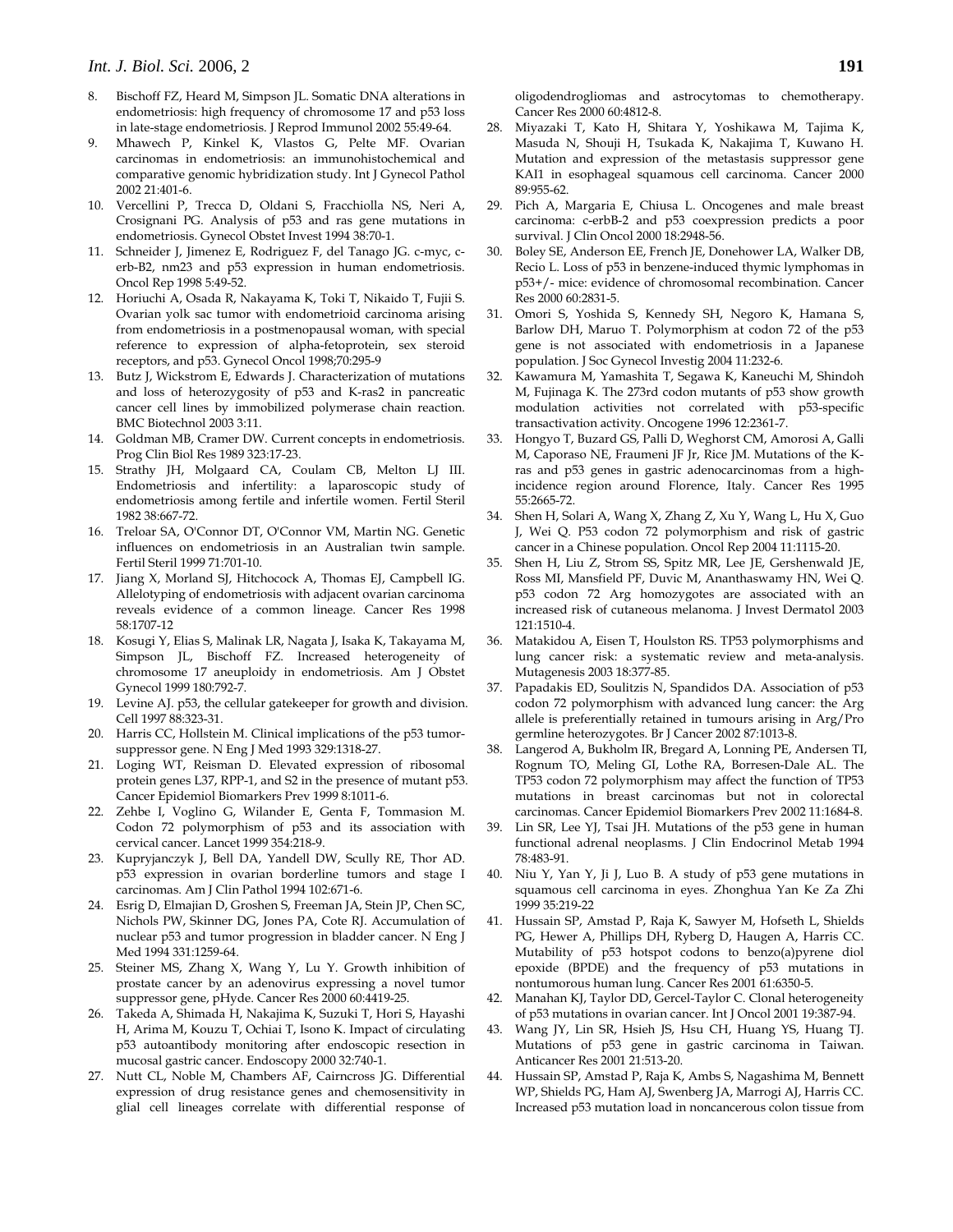8. Bischoff FZ, Heard M, Simpson JL. Somatic DNA alterations in endometriosis: high frequency of chromosome 17 and p53 loss in late-stage endometriosis. J Reprod Immunol 2002 55:49-64.
9. Mhawech P, Kinkel K, Vlastos G, Pelte MF. Ovarian carcinomas in endometriosis: an immunohistochemical and comparative genomic hybridization study. Int J Gynecol Pathol 2002 21:401-6.
10. Vercellini P, Trecca D, Oldani S, Fracchiolla NS, Neri A, Crosignani PG. Analysis of p53 and ras gene mutations in endometriosis. Gynecol Obstet Invest 1994 38:70-1.
11. Schneider J, Jimenez E, Rodriguez F, del Tanago JG. c-myc, c-erb-B2, nm23 and p53 expression in human endometriosis. Oncol Rep 1998 5:49-52.
12. Horiuchi A, Osada R, Nakayama K, Toki T, Nikaido T, Fujii S. Ovarian yolk sac tumor with endometrioid carcinoma arising from endometriosis in a postmenopausal woman, with special reference to expression of alpha-fetoprotein, sex steroid receptors, and p53. Gynecol Oncol 1998;70:295-9
13. Butz J, Wickstrom E, Edwards J. Characterization of mutations and loss of heterozygosity of p53 and K-ras2 in pancreatic cancer cell lines by immobilized polymerase chain reaction. BMC Biotechnol 2003 3:11.
14. Goldman MB, Cramer DW. Current concepts in endometriosis. Prog Clin Biol Res 1989 323:17-23.
15. Strathy JH, Molgaard CA, Coulam CB, Melton LJ III. Endometriosis and infertility: a laparoscopic study of endometriosis among fertile and infertile women. Fertil Steril 1982 38:667-72.
16. Treloar SA, O'Connor DT, O'Connor VM, Martin NG. Genetic influences on endometriosis in an Australian twin sample. Fertil Steril 1999 71:701-10.
17. Jiang X, Morland SJ, Hitchocock A, Thomas EJ, Campbell IG. Allelotyping of endometriosis with adjacent ovarian carcinoma reveals evidence of a common lineage. Cancer Res 1998 58:1707-12
18. Kosugi Y, Elias S, Malinak LR, Nagata J, Isaka K, Takayama M, Simpson JL, Bischoff FZ. Increased heterogeneity of chromosome 17 aneuploidy in endometriosis. Am J Obstet Gynecol 1999 180:792-7.
19. Levine AJ. p53, the cellular gatekeeper for growth and division. Cell 1997 88:323-31.
20. Harris CC, Hollstein M. Clinical implications of the p53 tumor-suppressor gene. N Eng J Med 1993 329:1318-27.
21. Loging WT, Reisman D. Elevated expression of ribosomal protein genes L37, RPP-1, and S2 in the presence of mutant p53. Cancer Epidemiol Biomarkers Prev 1999 8:1011-6.
22. Zehbe I, Voglino G, Wilander E, Genta F, Tommasion M. Codon 72 polymorphism of p53 and its association with cervical cancer. Lancet 1999 354:218-9.
23. Kupryjanczyk J, Bell DA, Yandell DW, Scully RE, Thor AD. p53 expression in ovarian borderline tumors and stage I carcinomas. Am J Clin Pathol 1994 102:671-6.
24. Esrig D, Elmajian D, Groshen S, Freeman JA, Stein JP, Chen SC, Nichols PW, Skinner DG, Jones PA, Cote RJ. Accumulation of nuclear p53 and tumor progression in bladder cancer. N Eng J Med 1994 331:1259-64.
25. Steiner MS, Zhang X, Wang Y, Lu Y. Growth inhibition of prostate cancer by an adenovirus expressing a novel tumor suppressor gene, pHyde. Cancer Res 2000 60:4419-25.
26. Takeda A, Shimada H, Nakajima K, Suzuki T, Hori S, Hayashi H, Arima M, Kouzu T, Ochiai T, Isono K. Impact of circulating p53 autoantibody monitoring after endoscopic resection in mucosal gastric cancer. Endoscopy 2000 32:740-1.
27. Nutt CL, Noble M, Chambers AF, Cairncross JG. Differential expression of drug resistance genes and chemosensitivity in glial cell lineages correlate with differential response of oligodendrogliomas and astrocytomas to chemotherapy. Cancer Res 2000 60:4812-8.
28. Miyazaki T, Kato H, Shitara Y, Yoshikawa M, Tajima K, Masuda N, Shouji H, Tsukada K, Nakajima T, Kuwano H. Mutation and expression of the metastasis suppressor gene KAI1 in esophageal squamous cell carcinoma. Cancer 2000 89:955-62.
29. Pich A, Margaria E, Chiusa L. Oncogenes and male breast carcinoma: c-erbB-2 and p53 coexpression predicts a poor survival. J Clin Oncol 2000 18:2948-56.
30. Boley SE, Anderson EE, French JE, Donehower LA, Walker DB, Recio L. Loss of p53 in benzene-induced thymic lymphomas in p53+/- mice: evidence of chromosomal recombination. Cancer Res 2000 60:2831-5.
31. Omori S, Yoshida S, Kennedy SH, Negoro K, Hamana S, Barlow DH, Maruo T. Polymorphism at codon 72 of the p53 gene is not associated with endometriosis in a Japanese population. J Soc Gynecol Investig 2004 11:232-6.
32. Kawamura M, Yamashita T, Segawa K, Kaneuchi M, Shindoh M, Fujinaga K. The 273rd codon mutants of p53 show growth modulation activities not correlated with p53-specific transactivation activity. Oncogene 1996 12:2361-7.
33. Hongyo T, Buzard GS, Palli D, Weghorst CM, Amorosi A, Galli M, Caporaso NE, Fraumeni JF Jr, Rice JM. Mutations of the K-ras and p53 genes in gastric adenocarcinomas from a high-incidence region around Florence, Italy. Cancer Res 1995 55:2665-72.
34. Shen H, Solari A, Wang X, Zhang Z, Xu Y, Wang L, Hu X, Guo J, Wei Q. P53 codon 72 polymorphism and risk of gastric cancer in a Chinese population. Oncol Rep 2004 11:1115-20.
35. Shen H, Liu Z, Strom SS, Spitz MR, Lee JE, Gershenwald JE, Ross MI, Mansfield PF, Duvic M, Ananthaswamy HN, Wei Q. p53 codon 72 Arg homozygotes are associated with an increased risk of cutaneous melanoma. J Invest Dermatol 2003 121:1510-4.
36. Matakidou A, Eisen T, Houlston RS. TP53 polymorphisms and lung cancer risk: a systematic review and meta-analysis. Mutagenesis 2003 18:377-85.
37. Papadakis ED, Soulitzis N, Spandidos DA. Association of p53 codon 72 polymorphism with advanced lung cancer: the Arg allele is preferentially retained in tumours arising in Arg/Pro germline heterozygotes. Br J Cancer 2002 87:1013-8.
38. Langerod A, Bukholm IR, Bregard A, Lonning PE, Andersen TI, Rognum TO, Meling GI, Lothe RA, Borresen-Dale AL. The TP53 codon 72 polymorphism may affect the function of TP53 mutations in breast carcinomas but not in colorectal carcinomas. Cancer Epidemiol Biomarkers Prev 2002 11:1684-8.
39. Lin SR, Lee YJ, Tsai JH. Mutations of the p53 gene in human functional adrenal neoplasms. J Clin Endocrinol Metab 1994 78:483-91.
40. Niu Y, Yan Y, Ji J, Luo B. A study of p53 gene mutations in squamous cell carcinoma in eyes. Zhonghua Yan Ke Za Zhi 1999 35:219-22
41. Hussain SP, Amstad P, Raja K, Sawyer M, Hofseth L, Shields PG, Hewer A, Phillips DH, Ryberg D, Haugen A, Harris CC. Mutability of p53 hotspot codons to benzo(a)pyrene diol epoxide (BPDE) and the frequency of p53 mutations in nontumorous human lung. Cancer Res 2001 61:6350-5.
42. Manahan KJ, Taylor DD, Gercel-Taylor C. Clonal heterogeneity of p53 mutations in ovarian cancer. Int J Oncol 2001 19:387-94.
43. Wang JY, Lin SR, Hsieh JS, Hsu CH, Huang YS, Huang TJ. Mutations of p53 gene in gastric carcinoma in Taiwan. Anticancer Res 2001 21:513-20.
44. Hussain SP, Amstad P, Raja K, Ambs S, Nagashima M, Bennett WP, Shields PG, Ham AJ, Swenberg JA, Marrogi AJ, Harris CC. Increased p53 mutation load in noncancerous colon tissue from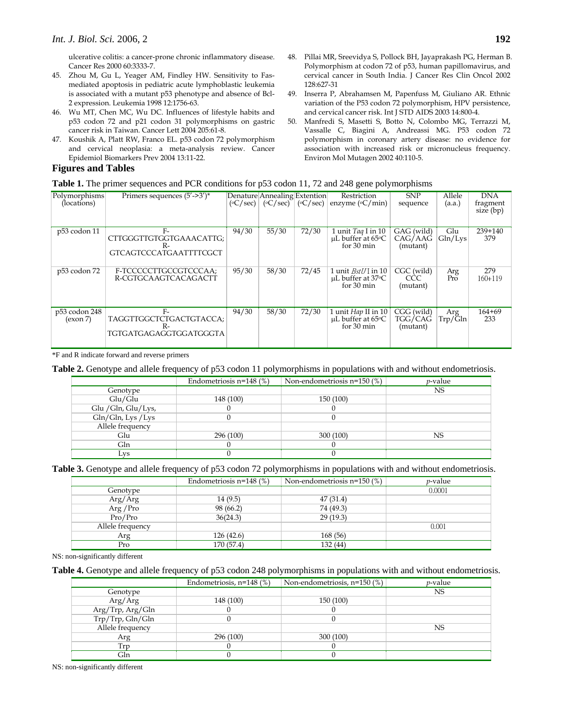ulcerative colitis: a cancer-prone chronic inflammatory disease. Cancer Res 2000 60:3333-7.

45. Zhou M, Gu L, Yeager AM, Findley HW. Sensitivity to Fas-mediated apoptosis in pediatric acute lymphoblastic leukemia is associated with a mutant p53 phenotype and absence of Bcl-2 expression. Leukemia 1998 12:1756-63.
46. Wu MT, Chen MC, Wu DC. Influences of lifestyle habits and p53 codon 72 and p21 codon 31 polymorphisms on gastric cancer risk in Taiwan. Cancer Lett 2004 205:61-8.
47. Koushik A, Platt RW, Franco EL. p53 codon 72 polymorphism and cervical neoplasia: a meta-analysis review. Cancer Epidemiol Biomarkers Prev 2004 13:11-22.
48. Pillai MR, Sreevidya S, Pollock BH, Jayaprakash PG, Herman B. Polymorphism at codon 72 of p53, human papillomavirus, and cervical cancer in South India. J Cancer Res Clin Oncol 2002 128:627-31
49. Inserra P, Abrahamsen M, Papenfuss M, Giuliano AR. Ethnic variation of the P53 codon 72 polymorphism, HPV persistence, and cervical cancer risk. Int J STD AIDS 2003 14:800-4.
50. Manfredi S, Masetti S, Botto N, Colombo MG, Terrazzi M, Vassalle C, Biagini A, Andreassi MG. P53 codon 72 polymorphism in coronary artery disease: no evidence for association with increased risk or micronucleus frequency. Environ Mol Mutagen 2002 40:110-5.

## Figures and Tables

**Table 1.** The primer sequences and PCR conditions for p53 codon 11, 72 and 248 gene polymorphisms

| Polymorphisms (locations) | Primers sequences (5'->3')* | Denature (°C/sec) | Annealing (°C/sec) | Extention (°C/sec) | Restriction enzyme (°C/min) | SNP sequence | Allele (a.a.) | DNA fragment size (bp) |
|---|---|---|---|---|---|---|---|---|
| p53 codon 11 | F-CTTGGGTTGTGGTGAAACATTG; R-GTCAGTCCCATGAATTTTCGCT | 94/30 | 55/30 | 72/30 | 1 unit *Taq* I in 10 µL buffer at 65°C for 30 min | GAG (wild) CAG/AAG (mutant) | Glu Gln/Lys | 239+140 379 |
| p53 codon 72 | F-TCCCCCTTGCCGTCCCAA; R-CGTGCAAGTCACAGACTT | 95/30 | 58/30 | 72/45 | 1 unit *BstU* I in 10 µL buffer at 37°C for 30 min | CGC (wild) CCC (mutant) | Arg Pro | 279 160+119 |
| p53 codon 248 (exon 7) | F-TAGGTTGGCTCTGACTGTACCA; R-TGTGATGAGAGGTGGATGGGTA | 94/30 | 58/30 | 72/30 | 1 unit *Hap* II in 10 µL buffer at 65°C for 30 min | CGG (wild) TGG/CAG (mutant) | Arg Trp/Gln | 164+69 233 |

*F and R indicate forward and reverse primers

**Table 2.** Genotype and allele frequency of p53 codon 11 polymorphisms in populations with and without endometriosis.

| | Endometriosis n=148 (%) | Non-endometriosis n=150 (%) | *p*-value |
|---|---|---|---|
| Genotype | | | NS |
| Glu/Glu | 148 (100) | 150 (100) | |
| Glu /Gln, Glu/Lys, | 0 | 0 | |
| Gln/Gln, Lys /Lys | 0 | 0 | |
| Allele frequency | | | |
| Glu | 296 (100) | 300 (100) | NS |
| Gln | 0 | 0 | |
| Lys | 0 | 0 | |

**Table 3.** Genotype and allele frequency of p53 codon 72 polymorphisms in populations with and without endometriosis.

| | Endometriosis n=148 (%) | Non-endometriosis n=150 (%) | *p*-value |
|---|---|---|---|
| Genotype | | | 0.0001 |
| Arg/Arg | 14 (9.5) | 47 (31.4) | |
| Arg /Pro | 98 (66.2) | 74 (49.3) | |
| Pro/Pro | 36(24.3) | 29 (19.3) | |
| Allele frequency | | | 0.001 |
| Arg | 126 (42.6) | 168 (56) | |
| Pro | 170 (57.4) | 132 (44) | |

NS: non-significantly different

**Table 4.** Genotype and allele frequency of p53 codon 248 polymorphisms in populations with and without endometriosis.

| | Endometriosis, n=148 (%) | Non-endometriosis, n=150 (%) | *p*-value |
|---|---|---|---|
| Genotype | | | NS |
| Arg/Arg | 148 (100) | 150 (100) | |
| Arg/Trp, Arg/Gln | 0 | 0 | |
| Trp/Trp, Gln/Gln | 0 | 0 | |
| Allele frequency | | | NS |
| Arg | 296 (100) | 300 (100) | |
| Trp | 0 | 0 | |
| Gln | 0 | 0 | |

NS: non-significantly different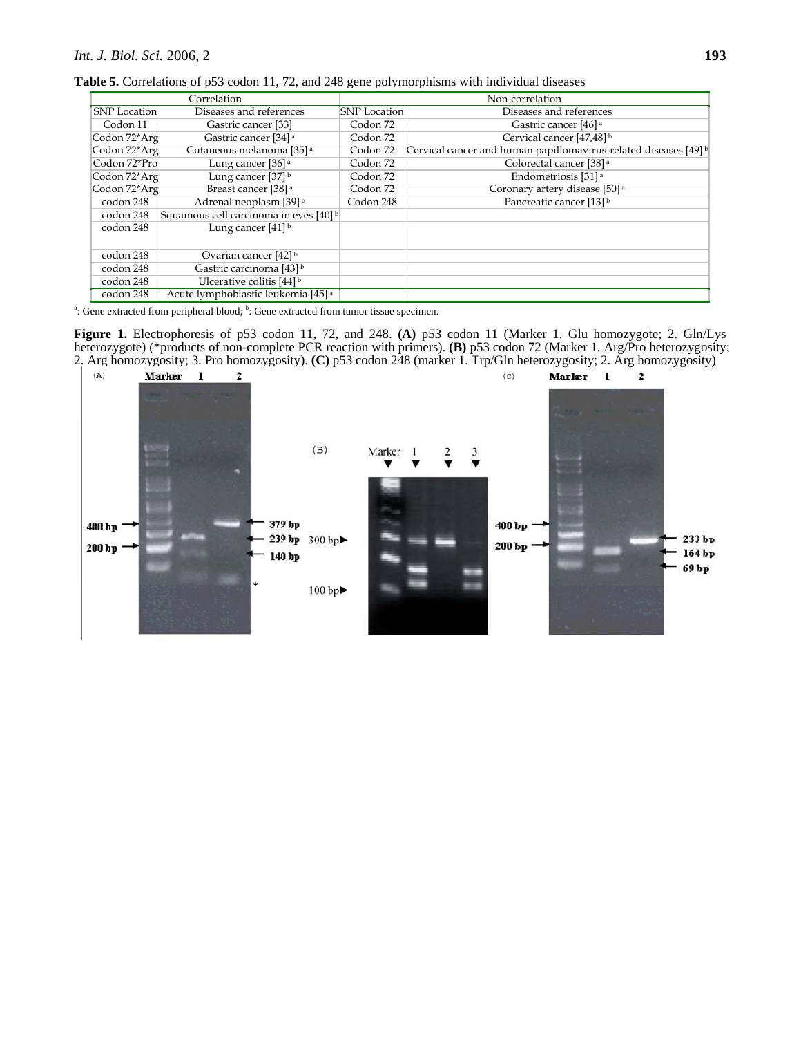**Table 5.** Correlations of p53 codon 11, 72, and 248 gene polymorphisms with individual diseases

| Correlation | | Non-correlation | |
|---|---|---|---|
| SNP Location | Diseases and references | SNP Location | Diseases and references |
| Codon 11 | Gastric cancer [33] | Codon 72 | Gastric cancer [46] [a] |
| Codon 72*Arg | Gastric cancer [34] [a] | Codon 72 | Cervical cancer [47,48] [b] |
| Codon 72*Arg | Cutaneous melanoma [35] [a] | Codon 72 | Cervical cancer and human papillomavirus-related diseases [49] [b] |
| Codon 72*Pro | Lung cancer [36] [a] | Codon 72 | Colorectal cancer [38] [a] |
| Codon 72*Arg | Lung cancer [37] [b] | Codon 72 | Endometriosis [31] [a] |
| Codon 72*Arg | Breast cancer [38] [a] | Codon 72 | Coronary artery disease [50] [a] |
| codon 248 | Adrenal neoplasm [39] [b] | Codon 248 | Pancreatic cancer [13] [b] |
| codon 248 | Squamous cell carcinoma in eyes [40] [b] | | |
| codon 248 | Lung cancer [41] [b] | | |
| codon 248 | Ovarian cancer [42] [b] | | |
| codon 248 | Gastric carcinoma [43] [b] | | |
| codon 248 | Ulcerative colitis [44] [b] | | |
| codon 248 | Acute lymphoblastic leukemia [45] [a] | | |

[a]: Gene extracted from peripheral blood; [b]: Gene extracted from tumor tissue specimen.

**Figure 1.** Electrophoresis of p53 codon 11, 72, and 248. **(A)** p53 codon 11 (Marker 1. Glu homozygote; 2. Gln/Lys heterozygote) (*products of non-complete PCR reaction with primers). **(B)** p53 codon 72 (Marker 1. Arg/Pro heterozygosity; 2. Arg homozygosity; 3. Pro homozygosity). **(C)** p53 codon 248 (marker 1. Trp/Gln heterozygosity; 2. Arg homozygosity)

(A) Marker 1 2
400 bp
200 bp
379 bp
239 bp
140 bp

(B) Marker 1 2 3
300 bp
100 bp

(C) Marker 1 2
400 bp
200 bp
233 bp
164 bp
69 bp